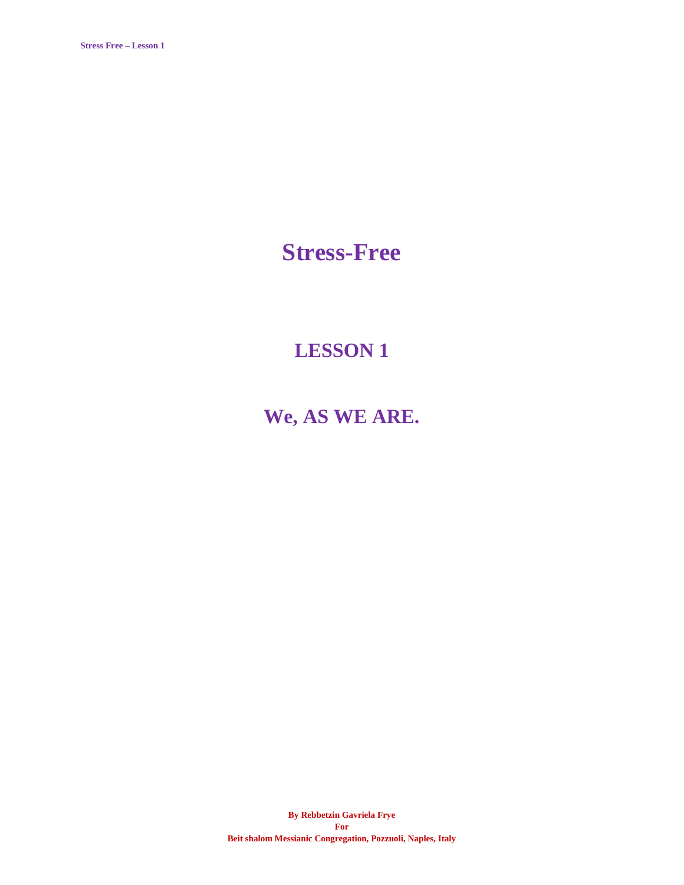# Stress-Free

## LESSON 1

## We, AS WE ARE.

**By Rebbetzin Gavriela Frye**
**For**
**Beit shalom Messianic Congregation, Pozzuoli, Naples, Italy**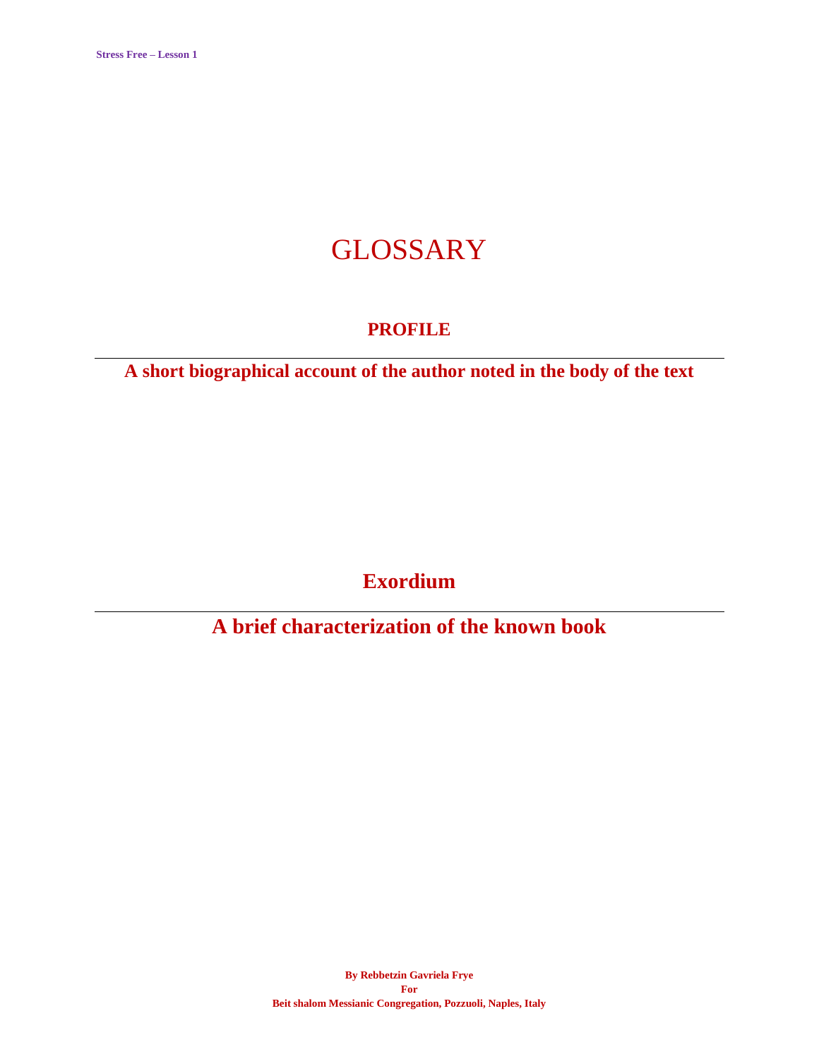# GLOSSARY

## PROFILE

---

**A short biographical account of the author noted in the body of the text**

## Exordium

---

**A brief characterization of the known book**

**By Rebbetzin Gavriela Frye**
**For**
**Beit shalom Messianic Congregation, Pozzuoli, Naples, Italy**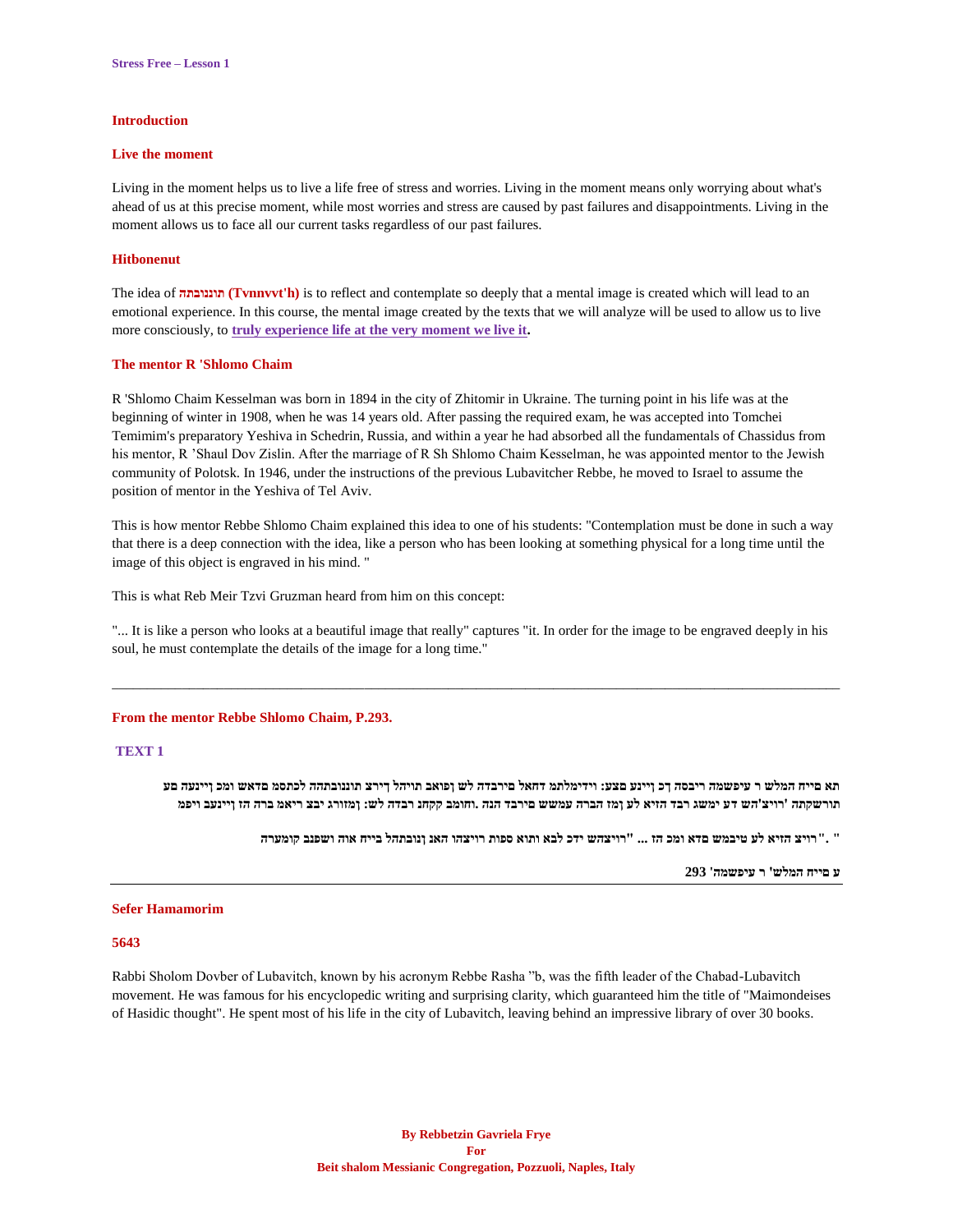## Introduction

### Live the moment

Living in the moment helps us to live a life free of stress and worries. Living in the moment means only worrying about what's ahead of us at this precise moment, while most worries and stress are caused by past failures and disappointments. Living in the moment allows us to face all our current tasks regardless of our past failures.

### Hitbonenut

The idea of **התבוננות (Tvnnvvt'h)** is to reflect and contemplate so deeply that a mental image is created which will lead to an emotional experience. In this course, the mental image created by the texts that we will analyze will be used to allow us to live more consciously, to **truly experience life at the very moment we live it.**

### The mentor R 'Shlomo Chaim

R 'Shlomo Chaim Kesselman was born in 1894 in the city of Zhitomir in Ukraine. The turning point in his life was at the beginning of winter in 1908, when he was 14 years old. After passing the required exam, he was accepted into Tomchei Temimim's preparatory Yeshiva in Schedrin, Russia, and within a year he had absorbed all the fundamentals of Chassidus from his mentor, R 'Shaul Dov Zislin. After the marriage of R Sh Shlomo Chaim Kesselman, he was appointed mentor to the Jewish community of Polotsk. In 1946, under the instructions of the previous Lubavitcher Rebbe, he moved to Israel to assume the position of mentor in the Yeshiva of Tel Aviv.

This is how mentor Rebbe Shlomo Chaim explained this idea to one of his students: "Contemplation must be done in such a way that there is a deep connection with the idea, like a person who has been looking at something physical for a long time until the image of this object is engraved in his mind. "

This is what Reb Meir Tzvi Gruzman heard from him on this concept:

"... It is like a person who looks at a beautiful image that really" captures "it. In order for the image to be engraved deeply in his soul, he must contemplate the details of the image for a long time."

---

### From the mentor Rebbe Shlomo Chaim, P.293.

**TEXT 1**

**תא םייח המלש ר עיפשמה ריבסהךכ ןיינע םצע: וידימלתמ דחאל םירבדה לש ןפואב תויהל ךירצ תוננובתהה לכתסמ םדאש ומכ ןיינעה םע תורשקתה 'רויצ'הש דע ימשג רבד הזיא לע ןמז הברה עמשש םירבד הנה .וחומב קקחנ רבדה לש: ןמזורג יבצ ריאמ ברה הז ןיינעב ויפמ**

**"רויצ הזיא לע טיבמש םדא ומכ הז ... "רויצהש ידכ לבא ותוא ספות רויצהו האנ ןנובתהל ךייח אוה ושפנב קומערה ".**

**ע םייח המלש' ר עיפשמה' 293**

---

### Sefer Hamamorim

### 5643

Rabbi Sholom Dovber of Lubavitch, known by his acronym Rebbe Rasha "b, was the fifth leader of the Chabad-Lubavitch movement. He was famous for his encyclopedic writing and surprising clarity, which guaranteed him the title of "Maimondeises of Hasidic thought". He spent most of his life in the city of Lubavitch, leaving behind an impressive library of over 30 books.

**By Rebbetzin Gavriela Frye**
**For**
**Beit shalom Messianic Congregation, Pozzuoli, Naples, Italy**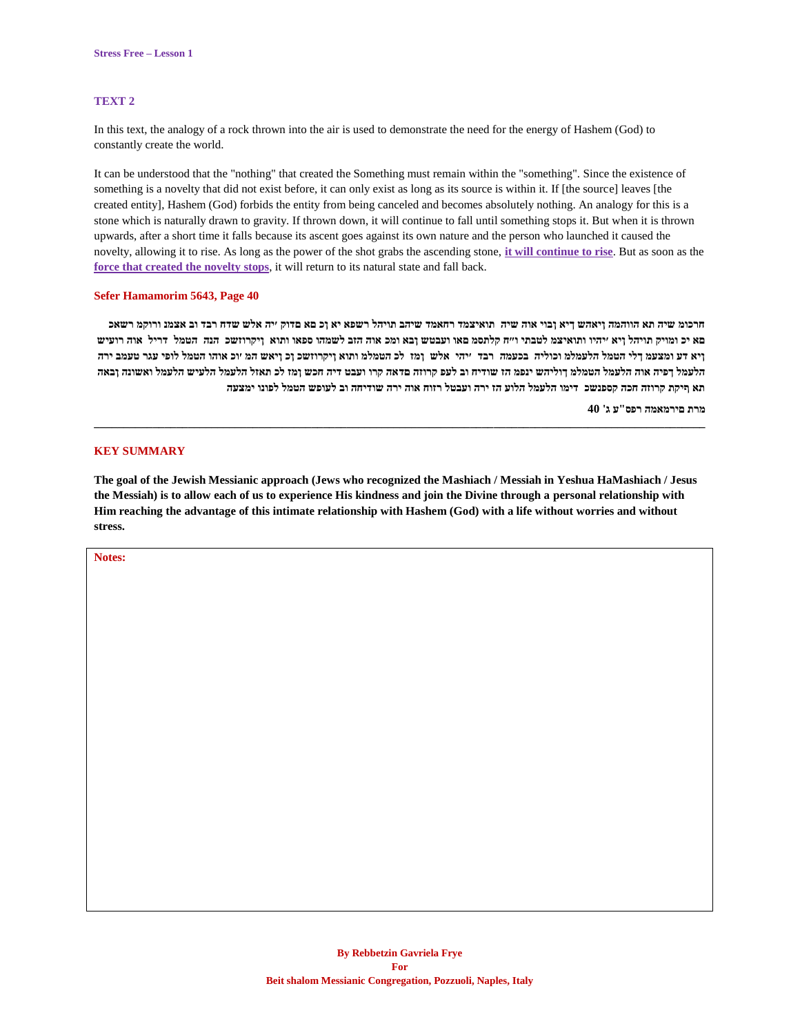TEXT 2

In this text, the analogy of a rock thrown into the air is used to demonstrate the need for the energy of Hashem (God) to constantly create the world.

It can be understood that the "nothing" that created the Something must remain within the "something". Since the existence of something is a novelty that did not exist before, it can only exist as long as its source is within it. If [the source] leaves [the created entity], Hashem (God) forbids the entity from being canceled and becomes absolutely nothing. An analogy for this is a stone which is naturally drawn to gravity. If thrown down, it will continue to fall until something stops it. But when it is thrown upwards, after a short time it falls because its ascent goes against its own nature and the person who launched it caused the novelty, allowing it to rise. As long as the power of the shot grabs the ascending stone, **it will continue to rise**. But as soon as the **force that created the novelty stops**, it will return to its natural state and fall back.

**Sefer Hamamorim 5643, Page 40**

**חרכומ שיה תא הווהמה ןיאהש ךיא ןבוי אוה שיה תואיצמד רחאמד שיהב תויהל רשפא יא ןכ םא םדוק ׳יה אלש שדח רבד וב אצמנ ורוקמ רשאכ םא יכ ומויק תויהל ןיא ׳יהיו ותואיצמו לטבתי ו״ח קלתסמ םאו ועבטש ןבא ומכ אוה הזב לשמהו םפאו ותוא ןיקרוזשכ הנה הטמל דריל אוה רועיש ןיא דע ומצעמ ךלי הטמל הלעמלמ וכוליה בכעמה רבד ׳יהי אלש ןמז לכ הטמלמ ותוא ןיקרוזשכ ןכ ןיאש המ ׳וכ אוהו הטמל לופי עגר טעמב ירה הלעמל ךפיה אוה הלעמל הטמלמ ךוליהש ינפמ הז שודיח וב לעפ קרוזה םדאה קרו ועבט דיה חכש ןמז לכ תאזל הלעמל הלעיש ואשונה ןבאה תא ךיקת קרוזה חכה קספנשכ דימו הלעמל הלוע הז ירה ועבטל רזוח אוה ירה שודיחה וב לעופש הטמל לפונו ימצעה**

**מרת םירמאמה רפס"ע ג' 40**

---

KEY SUMMARY

**The goal of the Jewish Messianic approach (Jews who recognized the Mashiach / Messiah in Yeshua HaMashiach / Jesus the Messiah) is to allow each of us to experience His kindness and join the Divine through a personal relationship with Him reaching the advantage of this intimate relationship with Hashem (God) with a life without worries and without stress.**

**Notes:**

By Rebbetzin Gavriela Frye
For
Beit shalom Messianic Congregation, Pozzuoli, Naples, Italy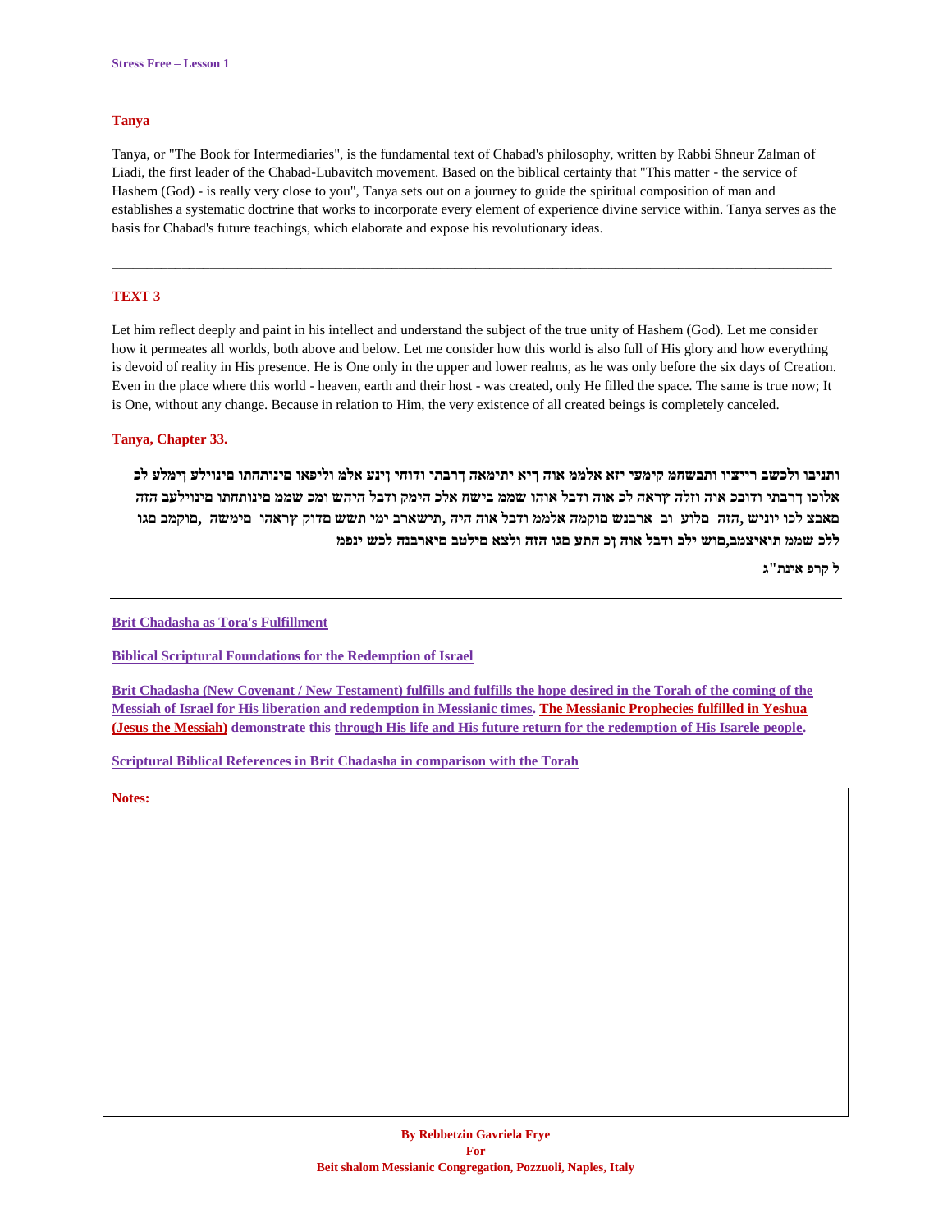## Tanya

Tanya, or "The Book for Intermediaries", is the fundamental text of Chabad's philosophy, written by Rabbi Shneur Zalman of Liadi, the first leader of the Chabad-Lubavitch movement. Based on the biblical certainty that "This matter - the service of Hashem (God) - is really very close to you", Tanya sets out on a journey to guide the spiritual composition of man and establishes a systematic doctrine that works to incorporate every element of experience divine service within. Tanya serves as the basis for Chabad's future teachings, which elaborate and expose his revolutionary ideas.

---

## TEXT 3

Let him reflect deeply and paint in his intellect and understand the subject of the true unity of Hashem (God). Let me consider how it permeates all worlds, both above and below. Let me consider how this world is also full of His glory and how everything is devoid of reality in His presence. He is One only in the upper and lower realms, as he was only before the six days of Creation. Even in the place where this world - heaven, earth and their host - was created, only He filled the space. The same is true now; It is One, without any change. Because in relation to Him, the very existence of all created beings is completely canceled.

**Tanya, Chapter 33.**

ותניבו ולכשב רייציו ותבשחמ קימעי יזא אלממ אוה דיא יתימאה דרבתי ודוחי ןינע אלמ וליפאו םינותחתו םינוילע ןימלע לכ אלוכו דרבתי ודובכ אוה וזלה ץראה לכ אוה ודבל אוהו שממ בישח אלכ הימק ודבל היהש ומכ שממ םינותחתו םינוילעב הזה םאבצ לכו יוניש ,הזה םלוע וב ארבנש םוקמה אלממ ודבל אוה היה ,תישארב ימי תשש םדוק ץראהו םימשה ,םוקמב םגו ללכ שממ תואיצמב,םוש ילב ודבל אוה ןכ התע םגו הזה ולצא םילטב םיארבנה לכש ינפמ

ל קרפ אינת"ג

---

**Brit Chadasha as Tora's Fulfillment**

**Biblical Scriptural Foundations for the Redemption of Israel**

**Brit Chadasha (New Covenant / New Testament) fulfills and fulfills the hope desired in the Torah of the coming of the Messiah of Israel for His liberation and redemption in Messianic times. The Messianic Prophecies fulfilled in Yeshua (Jesus the Messiah) demonstrate this through His life and His future return for the redemption of His Isarele people.**

**Scriptural Biblical References in Brit Chadasha in comparison with the Torah**

**Notes:**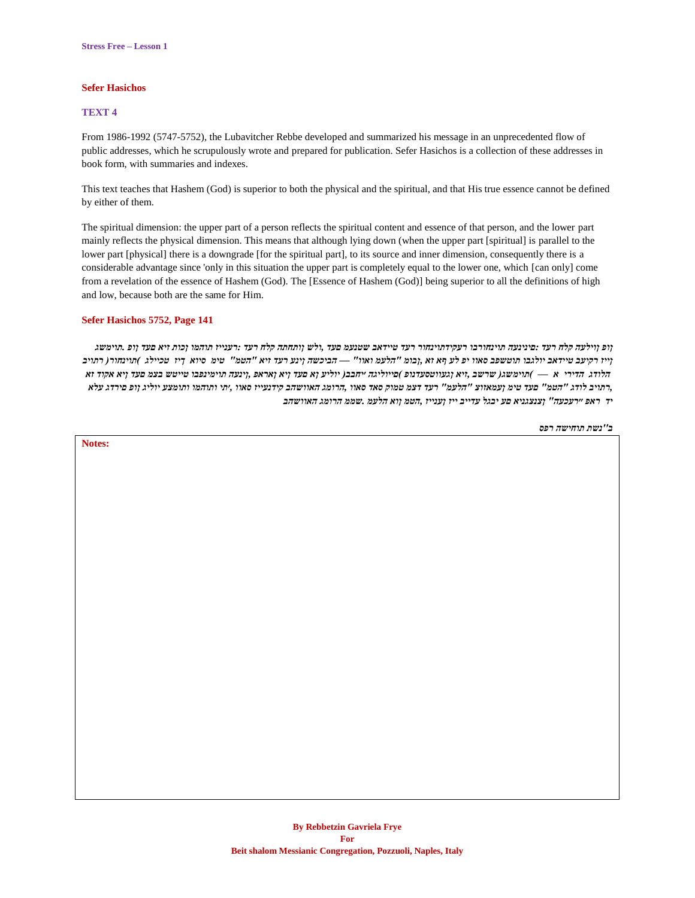### Sefer Hasichos

### TEXT 4

From 1986-1992 (5747-5752), the Lubavitcher Rebbe developed and summarized his message in an unprecedented flow of public addresses, which he scrupulously wrote and prepared for publication. Sefer Hasichos is a collection of these addresses in book form, with summaries and indexes.

This text teaches that Hashem (God) is superior to both the physical and the spiritual, and that His true essence cannot be defined by either of them.

The spiritual dimension: the upper part of a person reflects the spiritual content and essence of that person, and the lower part mainly reflects the physical dimension. This means that although lying down (when the upper part [spiritual] is parallel to the lower part [physical] there is a downgrade [for the spiritual part], to its source and inner dimension, consequently there is a considerable advantage since 'only in this situation the upper part is completely equal to the lower one, which [can only] come from a revelation of the essence of Hashem (God). The [Essence of Hashem (God)] being superior to all the definitions of high and low, because both are the same for Him.

### Sefer Hasichos 5752, Page 141

*ןופ ןוילעה קלח רעד :םינינפה תוינחורבו רעקידתוינחור רעד טיידאב שטנעמ םעד ,ולש ןותחתה קלח רעד :רעניז תוהמו ןכות זיא םעד ןופ .תוימשג ןייז רקיעב טיידאב ןולגבו תוטשפב סאוו יפ לע ףא זא ,ןבומ "הלעמ ואוו" — הביכשה ןינע רעד זיא "הטמ" טימ סיוא דיז טכיילג )תוינחור( רתויב הלודג הדירי א — )תוימשג( שרשב ,זיא ןגעווטסעדנופ )םייוליגה יחבב( יוליע ןא םעד ןיא ןאראפ ,ןינעה תוימינפבו טייטש בצמ םעד ןיא אקוד זא ,רתויב לודג "הטמ" םעד טימ ןעמאזוצ "הלעמ" רעד דצמ טמוק סאד סאוו ,הרומג האוושהב קידנעייז סאוו ,'תי ותוהמו ותמצע יוליג ןופ םירדג ולא יד ראפ "רעכעה" ןענעגגניא סע יבגל עדייב ייז ןענייז ,הטמ ןוא הלעמ .שממ הרומג האוושהב*

*ב''נשת תוחישה רפס*

**Notes:**

By Rebbetzin Gavriela Frye
For
Beit shalom Messianic Congregation, Pozzuoli, Naples, Italy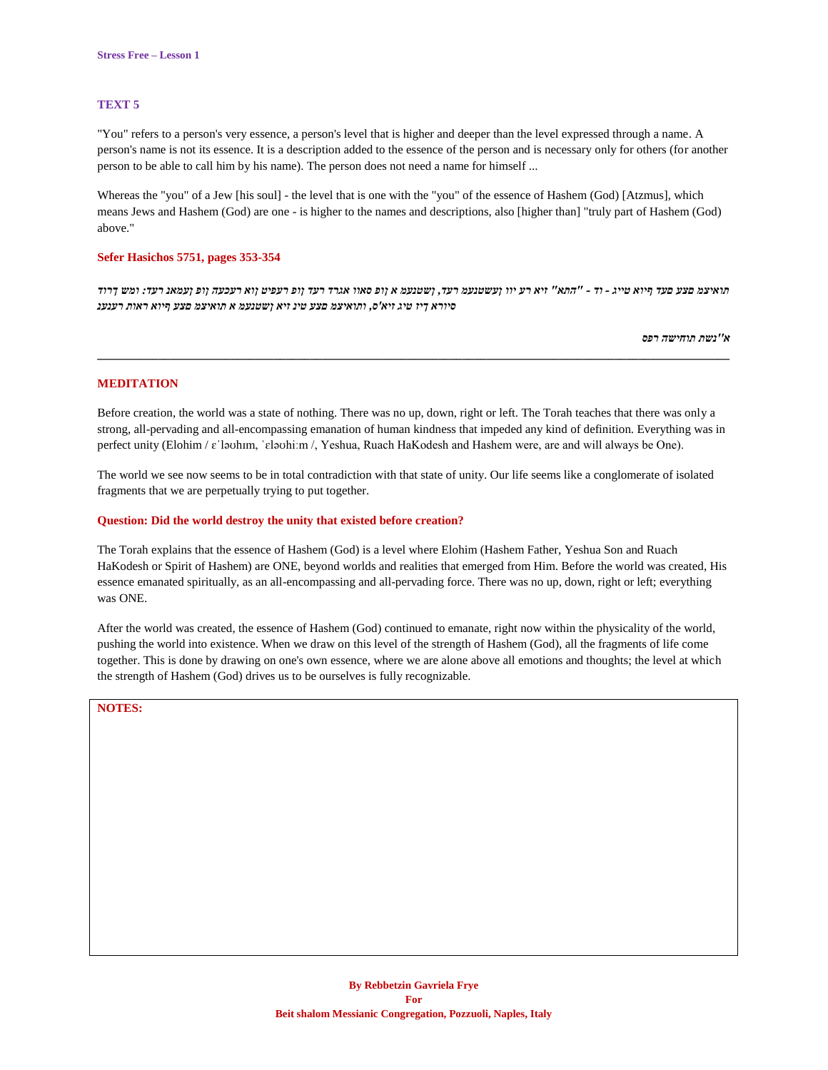### TEXT 5

"You" refers to a person's very essence, a person's level that is higher and deeper than the level expressed through a name. A person's name is not its essence. It is a description added to the essence of the person and is necessary only for others (for another person to be able to call him by his name). The person does not need a name for himself ...

Whereas the "you" of a Jew [his soul] - the level that is one with the "you" of the essence of Hashem (God) [Atzmus], which means Jews and Hashem (God) are one - is higher to the names and descriptions, also [higher than] "truly part of Hashem (God) above."

**Sefer Hasichos 5751, pages 353-354**

*תואיצמ סעצ סעד ףיוא טייג - וד - "התא" זיא רע יוו ןעשטנעמ רעד, ןשטנעמ א ןופ סאוו אגרד רעד ןופ רעפיט ןוא רעכעה ןופ ןעמאנ רעד: ומש דרוד סיורא ךיז טיג זיא'ס, תואיצמ סעצ טינ זיא ןשטנעמ א תואיצמ סעצ ףיוא ראות רענעג*

*א"נשת תוחישה רפס*

---

### MEDITATION

Before creation, the world was a state of nothing. There was no up, down, right or left. The Torah teaches that there was only a strong, all-pervading and all-encompassing emanation of human kindness that impeded any kind of definition. Everything was in perfect unity (Elohim / ɛˈləʊhɪm, ˈɛləʊhiːm /, Yeshua, Ruach HaKodesh and Hashem were, are and will always be One).

The world we see now seems to be in total contradiction with that state of unity. Our life seems like a conglomerate of isolated fragments that we are perpetually trying to put together.

**Question: Did the world destroy the unity that existed before creation?**

The Torah explains that the essence of Hashem (God) is a level where Elohim (Hashem Father, Yeshua Son and Ruach HaKodesh or Spirit of Hashem) are ONE, beyond worlds and realities that emerged from Him. Before the world was created, His essence emanated spiritually, as an all-encompassing and all-pervading force. There was no up, down, right or left; everything was ONE.

After the world was created, the essence of Hashem (God) continued to emanate, right now within the physicality of the world, pushing the world into existence. When we draw on this level of the strength of Hashem (God), all the fragments of life come together. This is done by drawing on one's own essence, where we are alone above all emotions and thoughts; the level at which the strength of Hashem (God) drives us to be ourselves is fully recognizable.

**NOTES:**

**By Rebbetzin Gavriela Frye**
**For**
**Beit shalom Messianic Congregation, Pozzuoli, Naples, Italy**